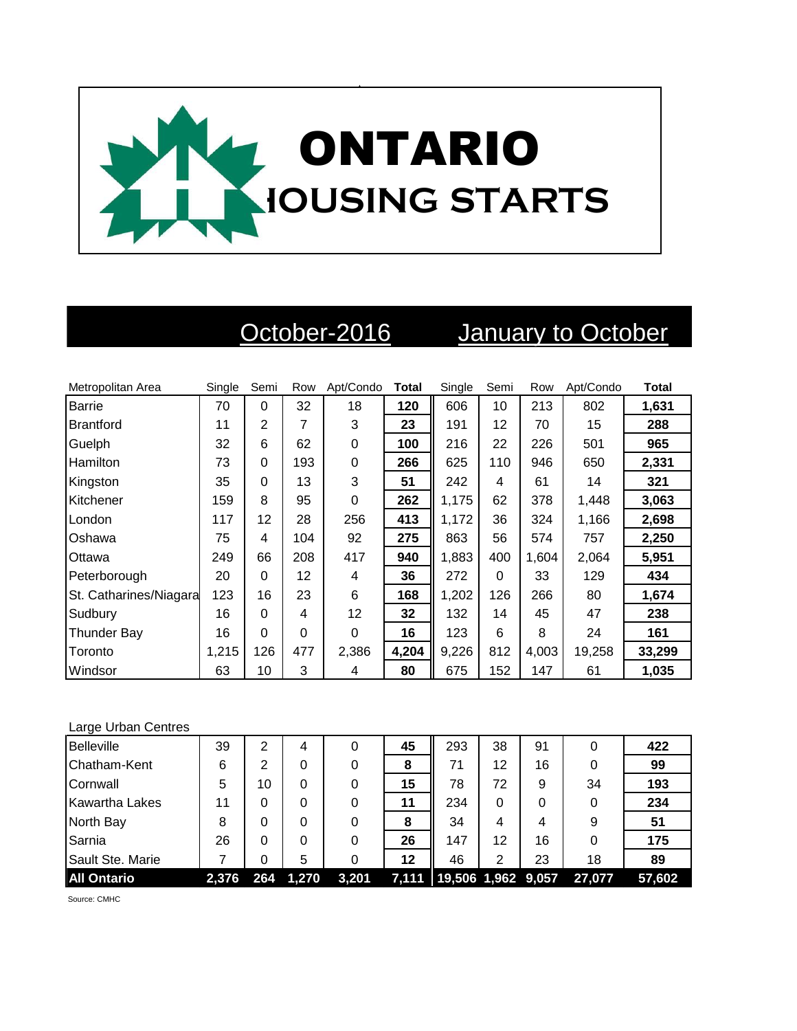# ONTARIO HOUSING STARTS

| Metropolitan Area | October-2016 | | | | | January to October | | | | |
|---|---|---|---|---|---|---|---|---|---|---|
| | Single | Semi | Row | Apt/Condo | Total | Single | Semi | Row | Apt/Condo | Total |
| Barrie | 70 | 0 | 32 | 18 | **120** | 606 | 10 | 213 | 802 | **1,631** |
| Brantford | 11 | 2 | 7 | 3 | **23** | 191 | 12 | 70 | 15 | **288** |
| Guelph | 32 | 6 | 62 | 0 | **100** | 216 | 22 | 226 | 501 | **965** |
| Hamilton | 73 | 0 | 193 | 0 | **266** | 625 | 110 | 946 | 650 | **2,331** |
| Kingston | 35 | 0 | 13 | 3 | **51** | 242 | 4 | 61 | 14 | **321** |
| Kitchener | 159 | 8 | 95 | 0 | **262** | 1,175 | 62 | 378 | 1,448 | **3,063** |
| London | 117 | 12 | 28 | 256 | **413** | 1,172 | 36 | 324 | 1,166 | **2,698** |
| Oshawa | 75 | 4 | 104 | 92 | **275** | 863 | 56 | 574 | 757 | **2,250** |
| Ottawa | 249 | 66 | 208 | 417 | **940** | 1,883 | 400 | 1,604 | 2,064 | **5,951** |
| Peterborough | 20 | 0 | 12 | 4 | **36** | 272 | 0 | 33 | 129 | **434** |
| St. Catharines/Niagara | 123 | 16 | 23 | 6 | **168** | 1,202 | 126 | 266 | 80 | **1,674** |
| Sudbury | 16 | 0 | 4 | 12 | **32** | 132 | 14 | 45 | 47 | **238** |
| Thunder Bay | 16 | 0 | 0 | 0 | **16** | 123 | 6 | 8 | 24 | **161** |
| Toronto | 1,215 | 126 | 477 | 2,386 | **4,204** | 9,226 | 812 | 4,003 | 19,258 | **33,299** |
| Windsor | 63 | 10 | 3 | 4 | **80** | 675 | 152 | 147 | 61 | **1,035** |

| Large Urban Centres | Single | Semi | Row | Apt/Condo | Total | Single | Semi | Row | Apt/Condo | Total |
|---|---|---|---|---|---|---|---|---|---|---|
| Belleville | 39 | 2 | 4 | 0 | **45** | 293 | 38 | 91 | 0 | **422** |
| Chatham-Kent | 6 | 2 | 0 | 0 | **8** | 71 | 12 | 16 | 0 | **99** |
| Cornwall | 5 | 10 | 0 | 0 | **15** | 78 | 72 | 9 | 34 | **193** |
| Kawartha Lakes | 11 | 0 | 0 | 0 | **11** | 234 | 0 | 0 | 0 | **234** |
| North Bay | 8 | 0 | 0 | 0 | **8** | 34 | 4 | 4 | 9 | **51** |
| Sarnia | 26 | 0 | 0 | 0 | **26** | 147 | 12 | 16 | 0 | **175** |
| Sault Ste. Marie | 7 | 0 | 5 | 0 | **12** | 46 | 2 | 23 | 18 | **89** |
| **All Ontario** | **2,376** | **264** | **1,270** | **3,201** | **7,111** | **19,506** | **1,962** | **9,057** | **27,077** | **57,602** |

Source: CMHC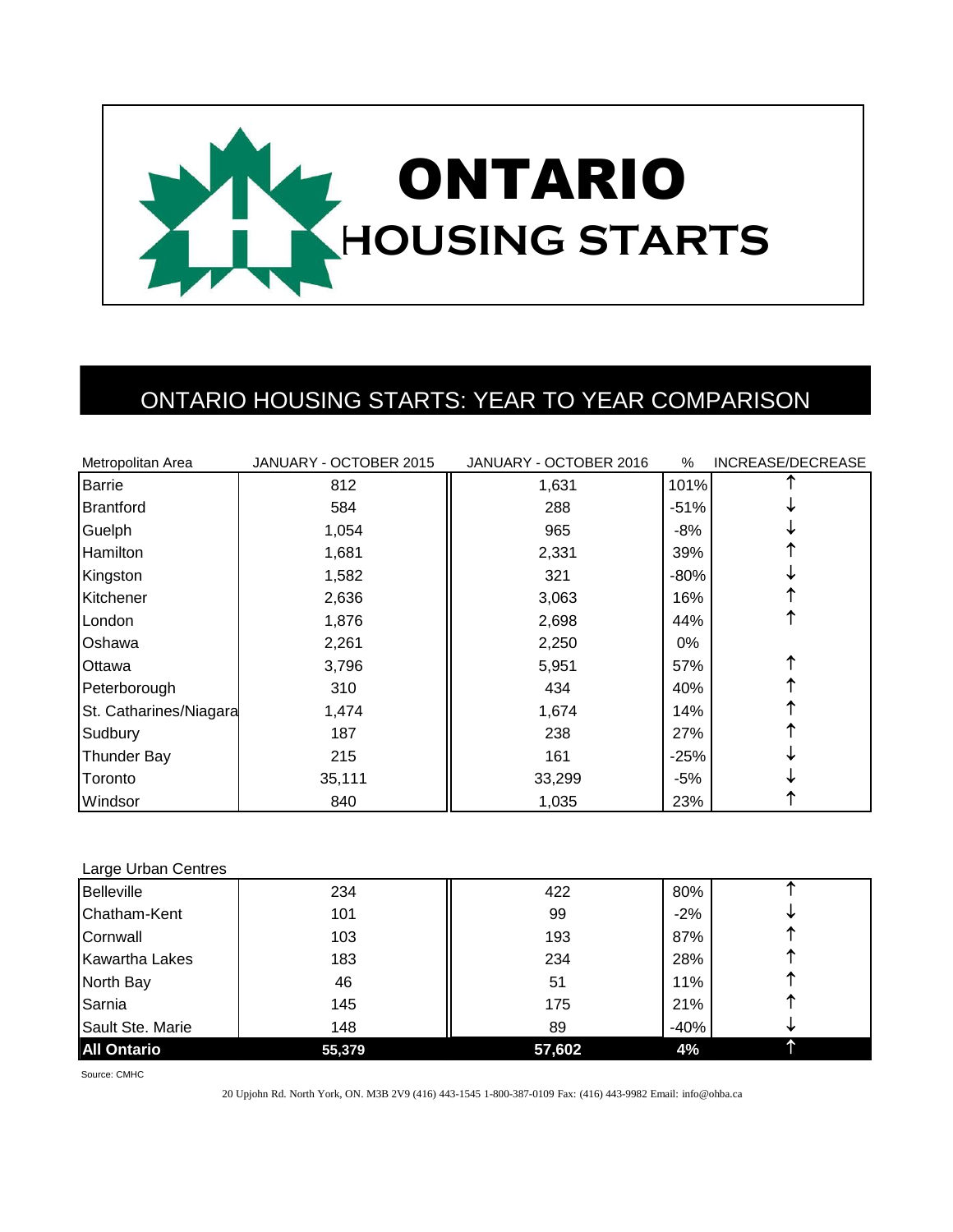# ONTARIO HOUSING STARTS

## ONTARIO HOUSING STARTS: YEAR TO YEAR COMPARISON

| Metropolitan Area | JANUARY - OCTOBER 2015 | JANUARY - OCTOBER 2016 | % | INCREASE/DECREASE |
|---|---|---|---|---|
| Barrie | 812 | 1,631 | 101% | ↑ |
| Brantford | 584 | 288 | -51% | ↓ |
| Guelph | 1,054 | 965 | -8% | ↓ |
| Hamilton | 1,681 | 2,331 | 39% | ↑ |
| Kingston | 1,582 | 321 | -80% | ↓ |
| Kitchener | 2,636 | 3,063 | 16% | ↑ |
| London | 1,876 | 2,698 | 44% | ↑ |
| Oshawa | 2,261 | 2,250 | 0% | |
| Ottawa | 3,796 | 5,951 | 57% | ↑ |
| Peterborough | 310 | 434 | 40% | ↑ |
| St. Catharines/Niagara | 1,474 | 1,674 | 14% | ↑ |
| Sudbury | 187 | 238 | 27% | ↑ |
| Thunder Bay | 215 | 161 | -25% | ↓ |
| Toronto | 35,111 | 33,299 | -5% | ↓ |
| Windsor | 840 | 1,035 | 23% | ↑ |
| **Large Urban Centres** | | | | |
| Belleville | 234 | 422 | 80% | ↑ |
| Chatham-Kent | 101 | 99 | -2% | ↓ |
| Cornwall | 103 | 193 | 87% | ↑ |
| Kawartha Lakes | 183 | 234 | 28% | ↑ |
| North Bay | 46 | 51 | 11% | ↑ |
| Sarnia | 145 | 175 | 21% | ↑ |
| Sault Ste. Marie | 148 | 89 | -40% | ↓ |
| **All Ontario** | **55,379** | **57,602** | **4%** | ↑ |

Source: CMHC

20 Upjohn Rd. North York, ON. M3B 2V9 (416) 443-1545 1-800-387-0109 Fax: (416) 443-9982 Email: info@ohba.ca